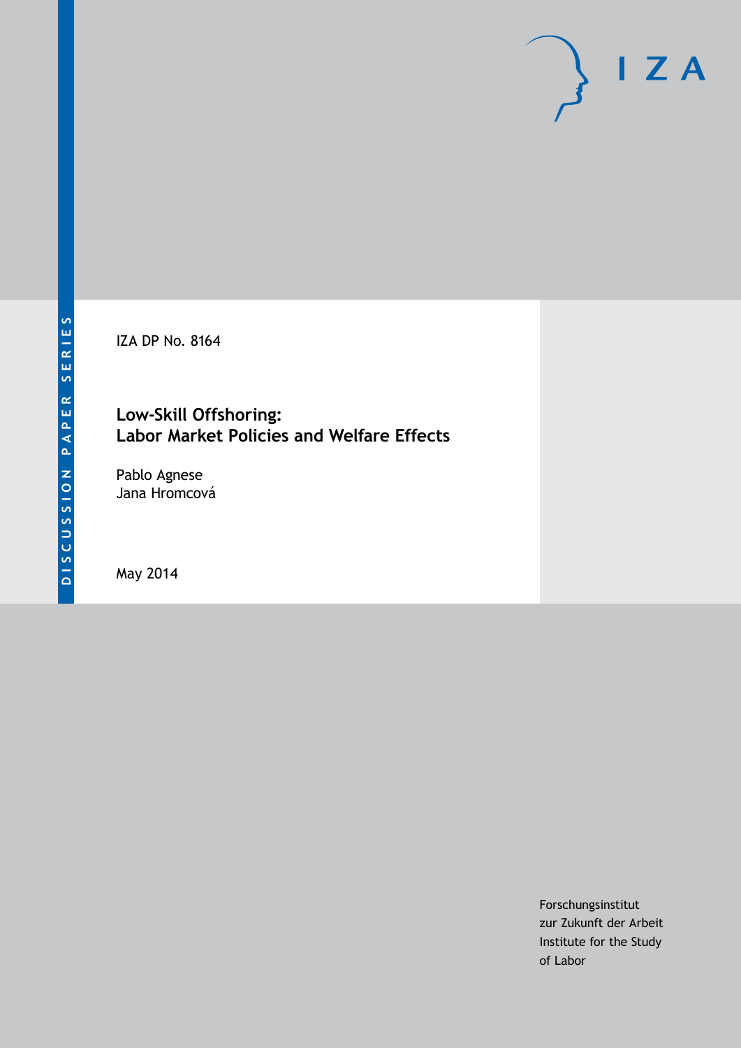DISCUSSION PAPER SERIES

IZA

IZA DP No. 8164

# Low-Skill Offshoring: Labor Market Policies and Welfare Effects

Pablo Agnese
Jana Hromcová

May 2014

Forschungsinstitut
zur Zukunft der Arbeit
Institute for the Study
of Labor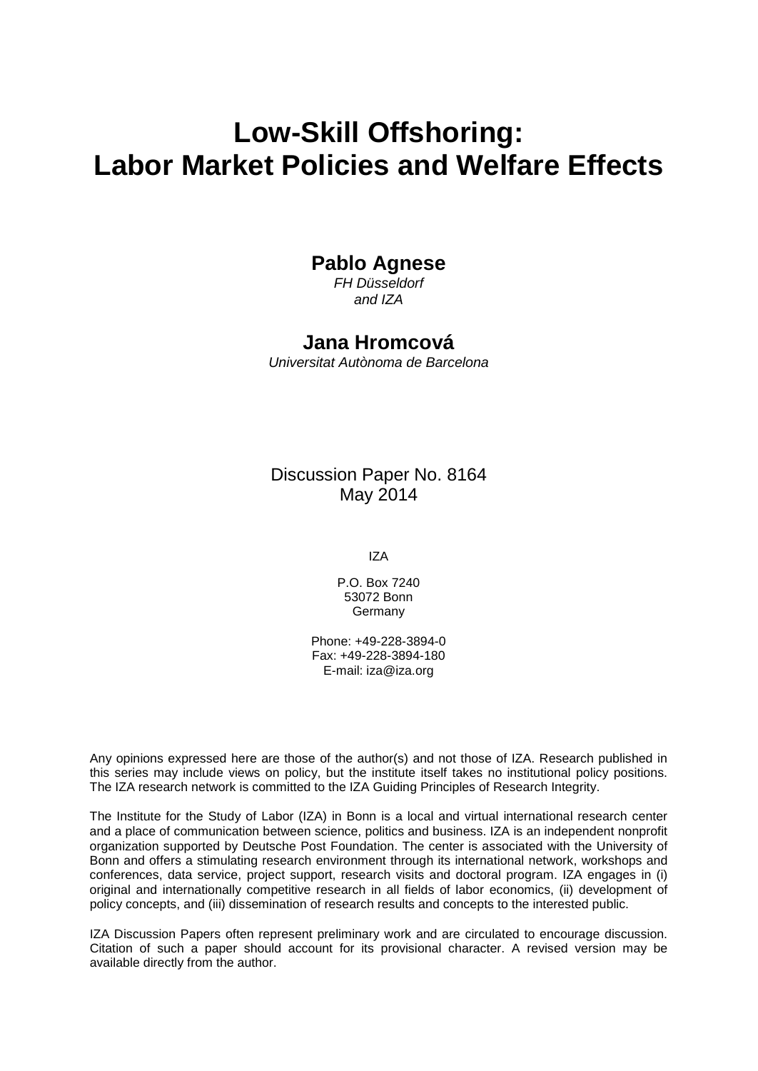# Low-Skill Offshoring: Labor Market Policies and Welfare Effects

**Pablo Agnese**

*FH Düsseldorf*
*and IZA*

**Jana Hromcová**

*Universitat Autònoma de Barcelona*

Discussion Paper No. 8164
May 2014

IZA

P.O. Box 7240
53072 Bonn
Germany

Phone: +49-228-3894-0
Fax: +49-228-3894-180
E-mail: iza@iza.org

Any opinions expressed here are those of the author(s) and not those of IZA. Research published in this series may include views on policy, but the institute itself takes no institutional policy positions. The IZA research network is committed to the IZA Guiding Principles of Research Integrity.

The Institute for the Study of Labor (IZA) in Bonn is a local and virtual international research center and a place of communication between science, politics and business. IZA is an independent nonprofit organization supported by Deutsche Post Foundation. The center is associated with the University of Bonn and offers a stimulating research environment through its international network, workshops and conferences, data service, project support, research visits and doctoral program. IZA engages in (i) original and internationally competitive research in all fields of labor economics, (ii) development of policy concepts, and (iii) dissemination of research results and concepts to the interested public.

IZA Discussion Papers often represent preliminary work and are circulated to encourage discussion. Citation of such a paper should account for its provisional character. A revised version may be available directly from the author.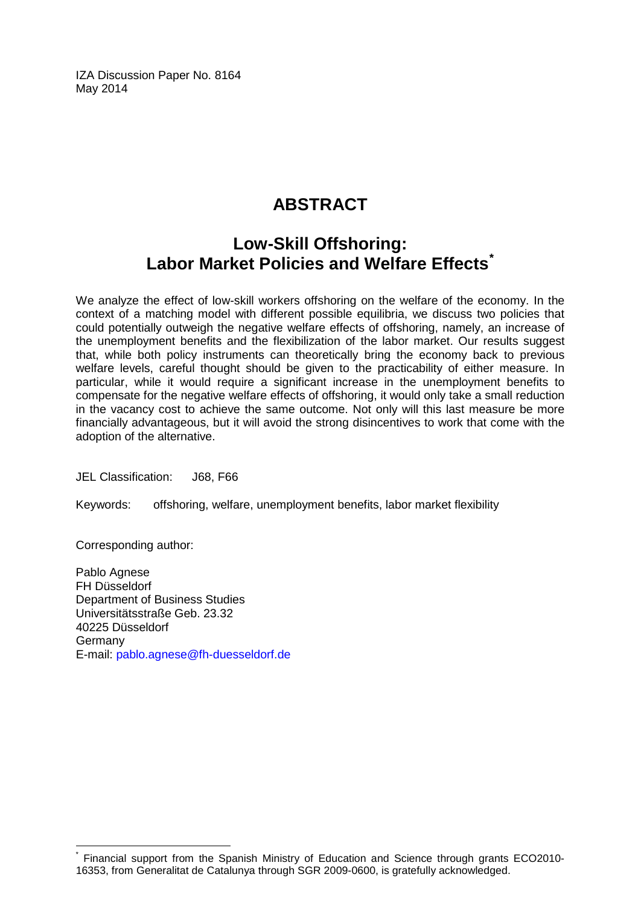IZA Discussion Paper No. 8164
May 2014

# ABSTRACT

## Low-Skill Offshoring: Labor Market Policies and Welfare Effects*

We analyze the effect of low-skill workers offshoring on the welfare of the economy. In the context of a matching model with different possible equilibria, we discuss two policies that could potentially outweigh the negative welfare effects of offshoring, namely, an increase of the unemployment benefits and the flexibilization of the labor market. Our results suggest that, while both policy instruments can theoretically bring the economy back to previous welfare levels, careful thought should be given to the practicability of either measure. In particular, while it would require a significant increase in the unemployment benefits to compensate for the negative welfare effects of offshoring, it would only take a small reduction in the vacancy cost to achieve the same outcome. Not only will this last measure be more financially advantageous, but it will avoid the strong disincentives to work that come with the adoption of the alternative.

JEL Classification: J68, F66

Keywords: offshoring, welfare, unemployment benefits, labor market flexibility

Corresponding author:

Pablo Agnese
FH Düsseldorf
Department of Business Studies
Universitätsstraße Geb. 23.32
40225 Düsseldorf
Germany
E-mail: pablo.agnese@fh-duesseldorf.de

* Financial support from the Spanish Ministry of Education and Science through grants ECO2010-16353, from Generalitat de Catalunya through SGR 2009-0600, is gratefully acknowledged.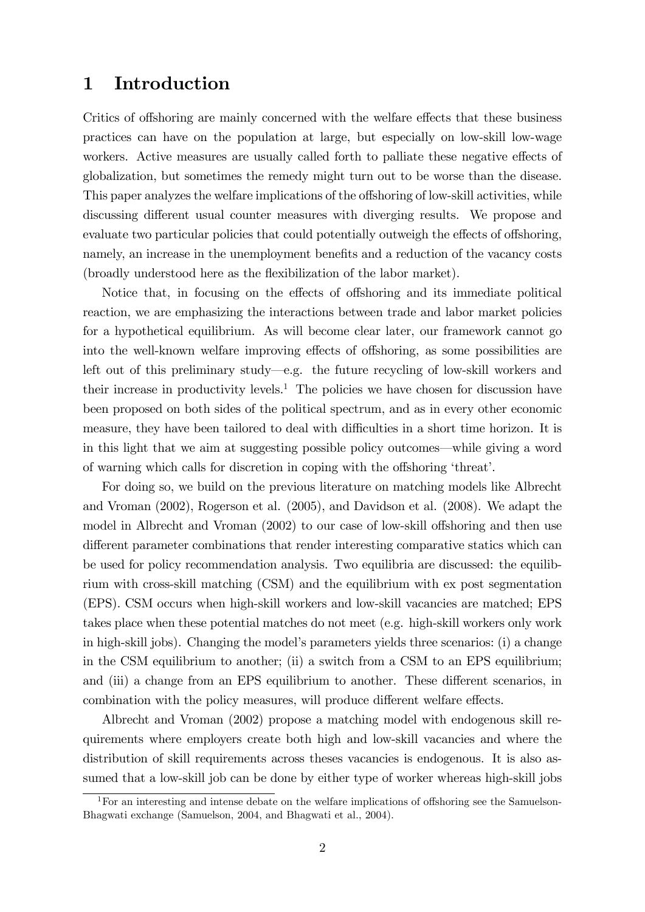# 1 Introduction

Critics of offshoring are mainly concerned with the welfare effects that these business practices can have on the population at large, but especially on low-skill low-wage workers. Active measures are usually called forth to palliate these negative effects of globalization, but sometimes the remedy might turn out to be worse than the disease. This paper analyzes the welfare implications of the offshoring of low-skill activities, while discussing different usual counter measures with diverging results. We propose and evaluate two particular policies that could potentially outweigh the effects of offshoring, namely, an increase in the unemployment benefits and a reduction of the vacancy costs (broadly understood here as the flexibilization of the labor market).

Notice that, in focusing on the effects of offshoring and its immediate political reaction, we are emphasizing the interactions between trade and labor market policies for a hypothetical equilibrium. As will become clear later, our framework cannot go into the well-known welfare improving effects of offshoring, as some possibilities are left out of this preliminary study—e.g. the future recycling of low-skill workers and their increase in productivity levels.[1] The policies we have chosen for discussion have been proposed on both sides of the political spectrum, and as in every other economic measure, they have been tailored to deal with difficulties in a short time horizon. It is in this light that we aim at suggesting possible policy outcomes—while giving a word of warning which calls for discretion in coping with the offshoring 'threat'.

For doing so, we build on the previous literature on matching models like Albrecht and Vroman (2002), Rogerson et al. (2005), and Davidson et al. (2008). We adapt the model in Albrecht and Vroman (2002) to our case of low-skill offshoring and then use different parameter combinations that render interesting comparative statics which can be used for policy recommendation analysis. Two equilibria are discussed: the equilibrium with cross-skill matching (CSM) and the equilibrium with ex post segmentation (EPS). CSM occurs when high-skill workers and low-skill vacancies are matched; EPS takes place when these potential matches do not meet (e.g. high-skill workers only work in high-skill jobs). Changing the model's parameters yields three scenarios: (i) a change in the CSM equilibrium to another; (ii) a switch from a CSM to an EPS equilibrium; and (iii) a change from an EPS equilibrium to another. These different scenarios, in combination with the policy measures, will produce different welfare effects.

Albrecht and Vroman (2002) propose a matching model with endogenous skill requirements where employers create both high and low-skill vacancies and where the distribution of skill requirements across theses vacancies is endogenous. It is also assumed that a low-skill job can be done by either type of worker whereas high-skill jobs

[1] For an interesting and intense debate on the welfare implications of offshoring see the Samuelson-Bhagwati exchange (Samuelson, 2004, and Bhagwati et al., 2004).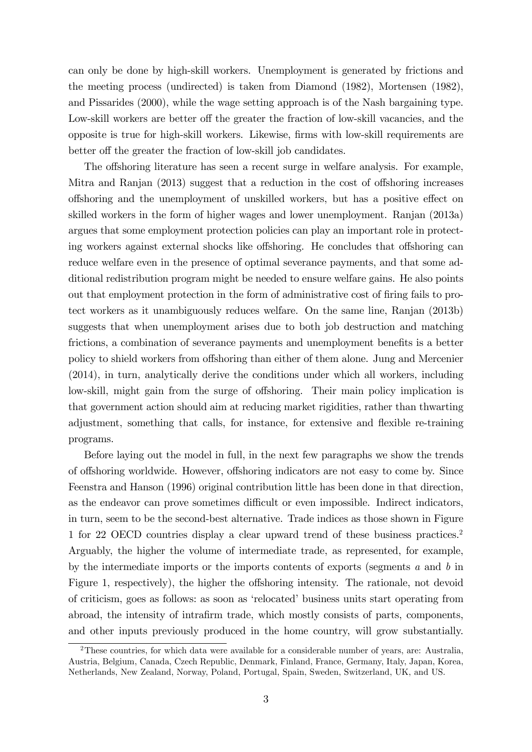can only be done by high-skill workers. Unemployment is generated by frictions and the meeting process (undirected) is taken from Diamond (1982), Mortensen (1982), and Pissarides (2000), while the wage setting approach is of the Nash bargaining type. Low-skill workers are better off the greater the fraction of low-skill vacancies, and the opposite is true for high-skill workers. Likewise, firms with low-skill requirements are better off the greater the fraction of low-skill job candidates.

The offshoring literature has seen a recent surge in welfare analysis. For example, Mitra and Ranjan (2013) suggest that a reduction in the cost of offshoring increases offshoring and the unemployment of unskilled workers, but has a positive effect on skilled workers in the form of higher wages and lower unemployment. Ranjan (2013a) argues that some employment protection policies can play an important role in protecting workers against external shocks like offshoring. He concludes that offshoring can reduce welfare even in the presence of optimal severance payments, and that some additional redistribution program might be needed to ensure welfare gains. He also points out that employment protection in the form of administrative cost of firing fails to protect workers as it unambiguously reduces welfare. On the same line, Ranjan (2013b) suggests that when unemployment arises due to both job destruction and matching frictions, a combination of severance payments and unemployment benefits is a better policy to shield workers from offshoring than either of them alone. Jung and Mercenier (2014), in turn, analytically derive the conditions under which all workers, including low-skill, might gain from the surge of offshoring. Their main policy implication is that government action should aim at reducing market rigidities, rather than thwarting adjustment, something that calls, for instance, for extensive and flexible re-training programs.

Before laying out the model in full, in the next few paragraphs we show the trends of offshoring worldwide. However, offshoring indicators are not easy to come by. Since Feenstra and Hanson (1996) original contribution little has been done in that direction, as the endeavor can prove sometimes difficult or even impossible. Indirect indicators, in turn, seem to be the second-best alternative. Trade indices as those shown in Figure 1 for 22 OECD countries display a clear upward trend of these business practices.[2] Arguably, the higher the volume of intermediate trade, as represented, for example, by the intermediate imports or the imports contents of exports (segments $a$ and $b$ in Figure 1, respectively), the higher the offshoring intensity. The rationale, not devoid of criticism, goes as follows: as soon as 'relocated' business units start operating from abroad, the intensity of intrafirm trade, which mostly consists of parts, components, and other inputs previously produced in the home country, will grow substantially.

[2] These countries, for which data were available for a considerable number of years, are: Australia, Austria, Belgium, Canada, Czech Republic, Denmark, Finland, France, Germany, Italy, Japan, Korea, Netherlands, New Zealand, Norway, Poland, Portugal, Spain, Sweden, Switzerland, UK, and US.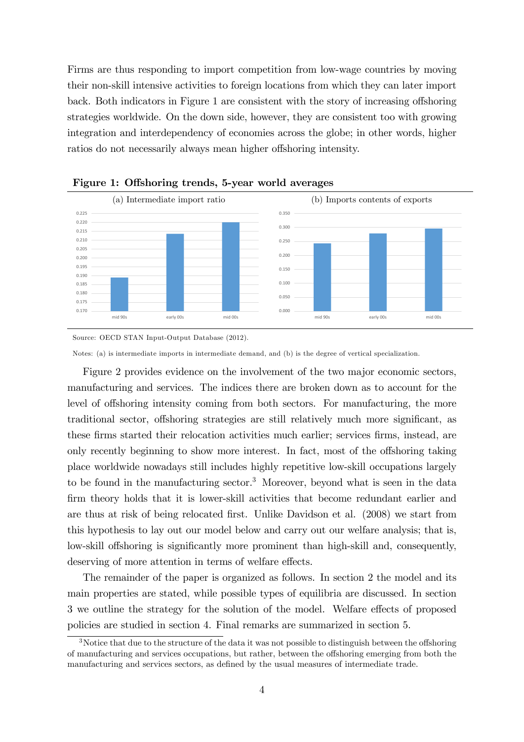Firms are thus responding to import competition from low-wage countries by moving their non-skill intensive activities to foreign locations from which they can later import back. Both indicators in Figure 1 are consistent with the story of increasing offshoring strategies worldwide. On the down side, however, they are consistent too with growing integration and interdependency of economies across the globe; in other words, higher ratios do not necessarily always mean higher offshoring intensity.

**Figure 1: Offshoring trends, 5-year world averages**

(a) Intermediate import ratio

0.225
0.220
0.215
0.210
0.205
0.200
0.195
0.190
0.185
0.180
0.175
0.170

mid 90s
early 00s
mid 00s

(b) Imports contents of exports

0.350
0.300
0.250
0.200
0.150
0.100
0.050
0.000

mid 90s
early 00s
mid 00s

Source: OECD STAN Input-Output Database (2012).

Notes: (a) is intermediate imports in intermediate demand, and (b) is the degree of vertical specialization.

Figure 2 provides evidence on the involvement of the two major economic sectors, manufacturing and services. The indices there are broken down as to account for the level of offshoring intensity coming from both sectors. For manufacturing, the more traditional sector, offshoring strategies are still relatively much more significant, as these firms started their relocation activities much earlier; services firms, instead, are only recently beginning to show more interest. In fact, most of the offshoring taking place worldwide nowadays still includes highly repetitive low-skill occupations largely to be found in the manufacturing sector.[3] Moreover, beyond what is seen in the data firm theory holds that it is lower-skill activities that become redundant earlier and are thus at risk of being relocated first. Unlike Davidson et al. (2008) we start from this hypothesis to lay out our model below and carry out our welfare analysis; that is, low-skill offshoring is significantly more prominent than high-skill and, consequently, deserving of more attention in terms of welfare effects.

The remainder of the paper is organized as follows. In section 2 the model and its main properties are stated, while possible types of equilibria are discussed. In section 3 we outline the strategy for the solution of the model. Welfare effects of proposed policies are studied in section 4. Final remarks are summarized in section 5.

[3] Notice that due to the structure of the data it was not possible to distinguish between the offshoring of manufacturing and services occupations, but rather, between the offshoring emerging from both the manufacturing and services sectors, as defined by the usual measures of intermediate trade.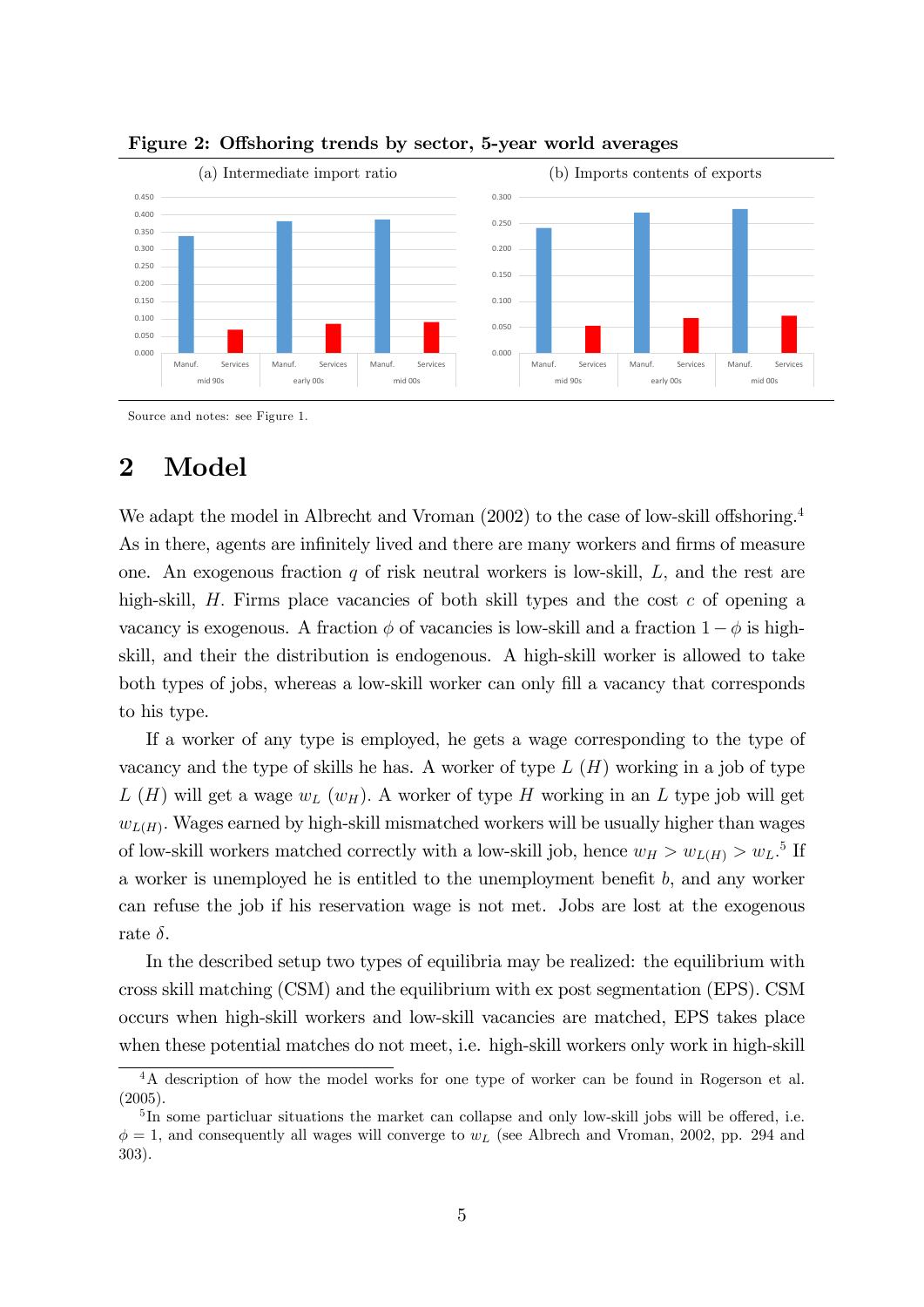**Figure 2: Offshoring trends by sector, 5-year world averages**

(a) Intermediate import ratio

0.450
0.400
0.350
0.300
0.250
0.200
0.150
0.100
0.050
0.000

Manuf. Services Manuf. Services Manuf. Services
mid 90s early 00s mid 00s

(b) Imports contents of exports

0.300
0.250
0.200
0.150
0.100
0.050
0.000

Manuf. Services Manuf. Services Manuf. Services
mid 90s early 00s mid 00s

Source and notes: see Figure 1.

## 2 Model

We adapt the model in Albrecht and Vroman (2002) to the case of low-skill offshoring.[4] As in there, agents are infinitely lived and there are many workers and firms of measure one. An exogenous fraction $q$ of risk neutral workers is low-skill, $L$, and the rest are high-skill, $H$. Firms place vacancies of both skill types and the cost $c$ of opening a vacancy is exogenous. A fraction $\phi$ of vacancies is low-skill and a fraction $1 - \phi$ is high-skill, and their the distribution is endogenous. A high-skill worker is allowed to take both types of jobs, whereas a low-skill worker can only fill a vacancy that corresponds to his type.

If a worker of any type is employed, he gets a wage corresponding to the type of vacancy and the type of skills he has. A worker of type $L$ ($H$) working in a job of type $L$ ($H$) will get a wage $w_L$ ($w_H$). A worker of type $H$ working in an $L$ type job will get $w_{L(H)}$. Wages earned by high-skill mismatched workers will be usually higher than wages of low-skill workers matched correctly with a low-skill job, hence $w_H > w_{L(H)} > w_L$.[5] If a worker is unemployed he is entitled to the unemployment benefit $b$, and any worker can refuse the job if his reservation wage is not met. Jobs are lost at the exogenous rate $\delta$.

In the described setup two types of equilibria may be realized: the equilibrium with cross skill matching (CSM) and the equilibrium with ex post segmentation (EPS). CSM occurs when high-skill workers and low-skill vacancies are matched, EPS takes place when these potential matches do not meet, i.e. high-skill workers only work in high-skill

[4] A description of how the model works for one type of worker can be found in Rogerson et al. (2005).

[5] In some particluar situations the market can collapse and only low-skill jobs will be offered, i.e. $\phi = 1$, and consequently all wages will converge to $w_L$ (see Albrech and Vroman, 2002, pp. 294 and 303).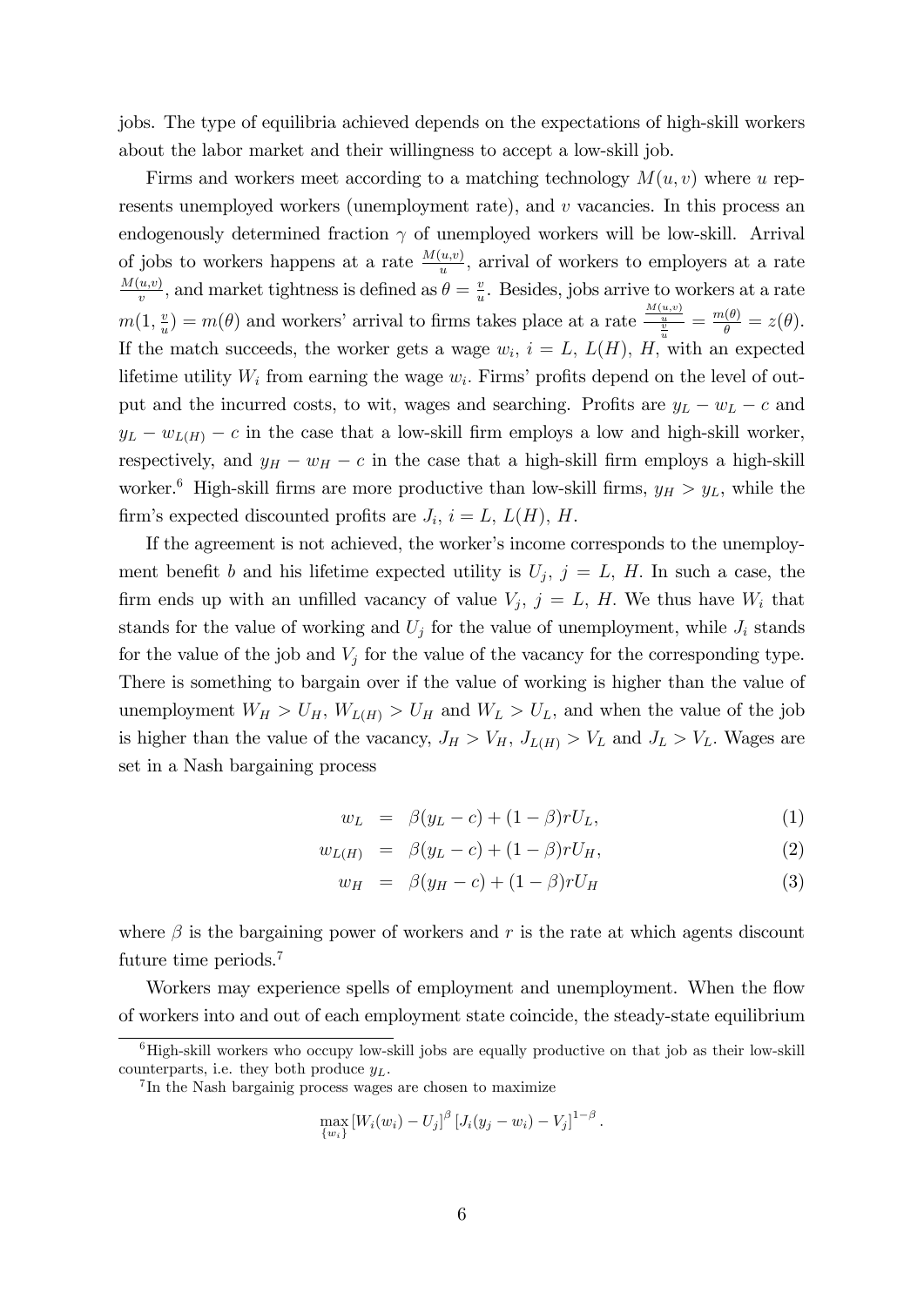jobs. The type of equilibria achieved depends on the expectations of high-skill workers about the labor market and their willingness to accept a low-skill job.

Firms and workers meet according to a matching technology $M(u, v)$ where $u$ represents unemployed workers (unemployment rate), and $v$ vacancies. In this process an endogenously determined fraction $\gamma$ of unemployed workers will be low-skill. Arrival of jobs to workers happens at a rate $\frac{M(u,v)}{u}$, arrival of workers to employers at a rate $\frac{M(u,v)}{v}$, and market tightness is defined as $\theta = \frac{v}{u}$. Besides, jobs arrive to workers at a rate $m(1, \frac{v}{u}) = m(\theta)$ and workers' arrival to firms takes place at a rate $\frac{\frac{M(u,v)}{u}}{\frac{v}{u}} = \frac{m(\theta)}{\theta} = z(\theta)$. If the match succeeds, the worker gets a wage $w_i$, $i = L$, $L(H)$, $H$, with an expected lifetime utility $W_i$ from earning the wage $w_i$. Firms' profits depend on the level of output and the incurred costs, to wit, wages and searching. Profits are $y_L - w_L - c$ and $y_L - w_{L(H)} - c$ in the case that a low-skill firm employs a low and high-skill worker, respectively, and $y_H - w_H - c$ in the case that a high-skill firm employs a high-skill worker.[6] High-skill firms are more productive than low-skill firms, $y_H > y_L$, while the firm's expected discounted profits are $J_i$, $i = L$, $L(H)$, $H$.

If the agreement is not achieved, the worker's income corresponds to the unemployment benefit $b$ and his lifetime expected utility is $U_j$, $j = L$, $H$. In such a case, the firm ends up with an unfilled vacancy of value $V_j$, $j = L$, $H$. We thus have $W_i$ that stands for the value of working and $U_j$ for the value of unemployment, while $J_i$ stands for the value of the job and $V_j$ for the value of the vacancy for the corresponding type. There is something to bargain over if the value of working is higher than the value of unemployment $W_H > U_H$, $W_{L(H)} > U_H$ and $W_L > U_L$, and when the value of the job is higher than the value of the vacancy, $J_H > V_H$, $J_{L(H)} > V_L$ and $J_L > V_L$. Wages are set in a Nash bargaining process

$$w_L = \beta(y_L - c) + (1 - \beta)rU_L, \tag{1}$$

$$w_{L(H)} = \beta(y_L - c) + (1 - \beta)rU_H, \tag{2}$$

$$w_H = \beta(y_H - c) + (1 - \beta)rU_H \tag{3}$$

where $\beta$ is the bargaining power of workers and $r$ is the rate at which agents discount future time periods.[7]

Workers may experience spells of employment and unemployment. When the flow of workers into and out of each employment state coincide, the steady-state equilibrium

---

[6] High-skill workers who occupy low-skill jobs are equally productive on that job as their low-skill counterparts, i.e. they both produce $y_L$.

[7] In the Nash bargainig process wages are chosen to maximize

$$\max_{\{w_i\}} \left[W_i(w_i) - U_j\right]^{\beta} \left[J_i(y_j - w_i) - V_j\right]^{1-\beta}.$$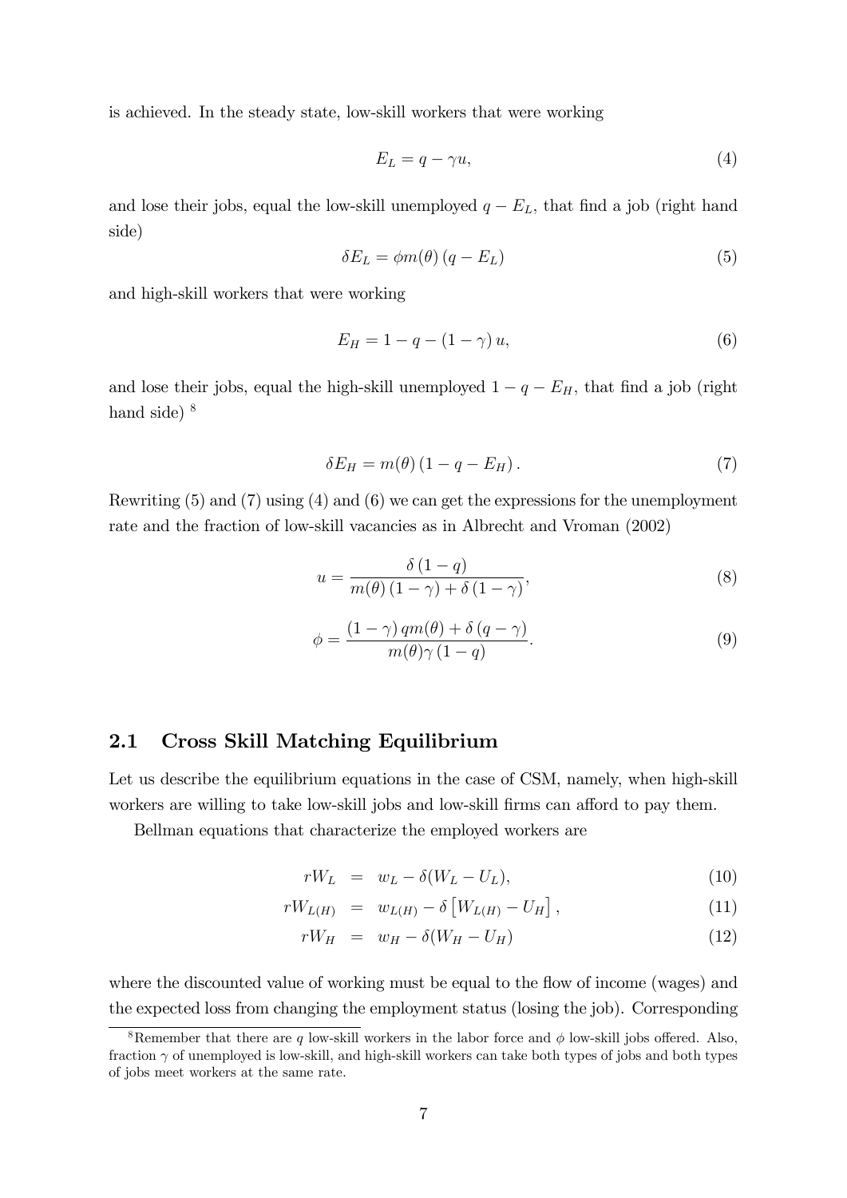is achieved. In the steady state, low-skill workers that were working

$$E_L = q - \gamma u, \tag{4}$$

and lose their jobs, equal the low-skill unemployed $q - E_L$, that find a job (right hand side)

$$\delta E_L = \phi m(\theta) (q - E_L) \tag{5}$$

and high-skill workers that were working

$$E_H = 1 - q - (1 - \gamma) u, \tag{6}$$

and lose their jobs, equal the high-skill unemployed $1 - q - E_H$, that find a job (right hand side) [8]

$$\delta E_H = m(\theta) (1 - q - E_H). \tag{7}$$

Rewriting (5) and (7) using (4) and (6) we can get the expressions for the unemployment rate and the fraction of low-skill vacancies as in Albrecht and Vroman (2002)

$$u = \frac{\delta (1 - q)}{m(\theta) (1 - \gamma) + \delta (1 - \gamma)}, \tag{8}$$

$$\phi = \frac{(1 - \gamma) q m(\theta) + \delta (q - \gamma)}{m(\theta) \gamma (1 - q)}. \tag{9}$$

## 2.1 Cross Skill Matching Equilibrium

Let us describe the equilibrium equations in the case of CSM, namely, when high-skill workers are willing to take low-skill jobs and low-skill firms can afford to pay them.

Bellman equations that characterize the employed workers are

$$rW_L = w_L - \delta(W_L - U_L), \tag{10}$$

$$rW_{L(H)} = w_{L(H)} - \delta \left[ W_{L(H)} - U_H \right], \tag{11}$$

$$rW_H = w_H - \delta(W_H - U_H) \tag{12}$$

where the discounted value of working must be equal to the flow of income (wages) and the expected loss from changing the employment status (losing the job). Corresponding

[8] Remember that there are $q$ low-skill workers in the labor force and $\phi$ low-skill jobs offered. Also, fraction $\gamma$ of unemployed is low-skill, and high-skill workers can take both types of jobs and both types of jobs meet workers at the same rate.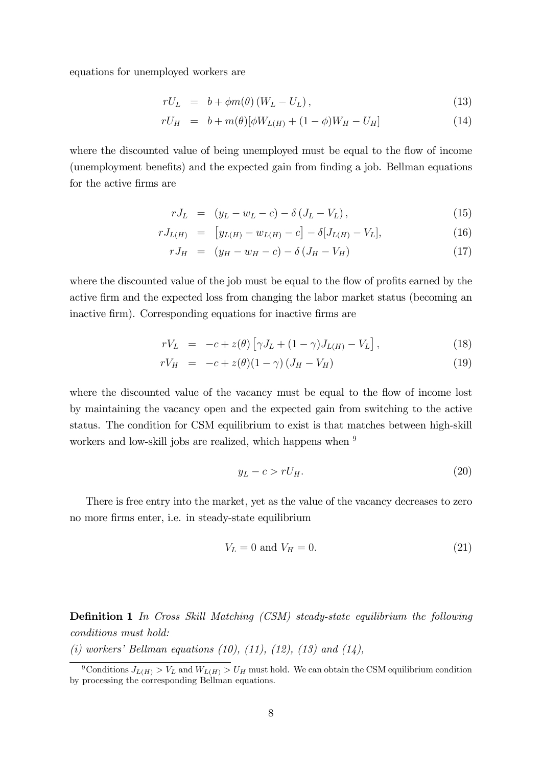equations for unemployed workers are

$$rU_L = b + \phi m(\theta) (W_L - U_L), \tag{13}$$

$$rU_H = b + m(\theta)[\phi W_{L(H)} + (1-\phi) W_H - U_H] \tag{14}$$

where the discounted value of being unemployed must be equal to the flow of income (unemployment benefits) and the expected gain from finding a job. Bellman equations for the active firms are

$$rJ_L = (y_L - w_L - c) - \delta (J_L - V_L), \tag{15}$$

$$rJ_{L(H)} = \left[y_{L(H)} - w_{L(H)} - c\right] - \delta[J_{L(H)} - V_L], \tag{16}$$

$$rJ_H = (y_H - w_H - c) - \delta (J_H - V_H) \tag{17}$$

where the discounted value of the job must be equal to the flow of profits earned by the active firm and the expected loss from changing the labor market status (becoming an inactive firm). Corresponding equations for inactive firms are

$$rV_L = -c + z(\theta) \left[\gamma J_L + (1-\gamma) J_{L(H)} - V_L\right], \tag{18}$$

$$rV_H = -c + z(\theta)(1-\gamma) (J_H - V_H) \tag{19}$$

where the discounted value of the vacancy must be equal to the flow of income lost by maintaining the vacancy open and the expected gain from switching to the active status. The condition for CSM equilibrium to exist is that matches between high-skill workers and low-skill jobs are realized, which happens when [9]

$$y_L - c > rU_H. \tag{20}$$

There is free entry into the market, yet as the value of the vacancy decreases to zero no more firms enter, i.e. in steady-state equilibrium

$$V_L = 0 \text{ and } V_H = 0. \tag{21}$$

**Definition 1** *In Cross Skill Matching (CSM) steady-state equilibrium the following conditions must hold:*

*(i) workers' Bellman equations (10), (11), (12), (13) and (14),*

[9] Conditions $J_{L(H)} > V_L$ and $W_{L(H)} > U_H$ must hold. We can obtain the CSM equilibrium condition by processing the corresponding Bellman equations.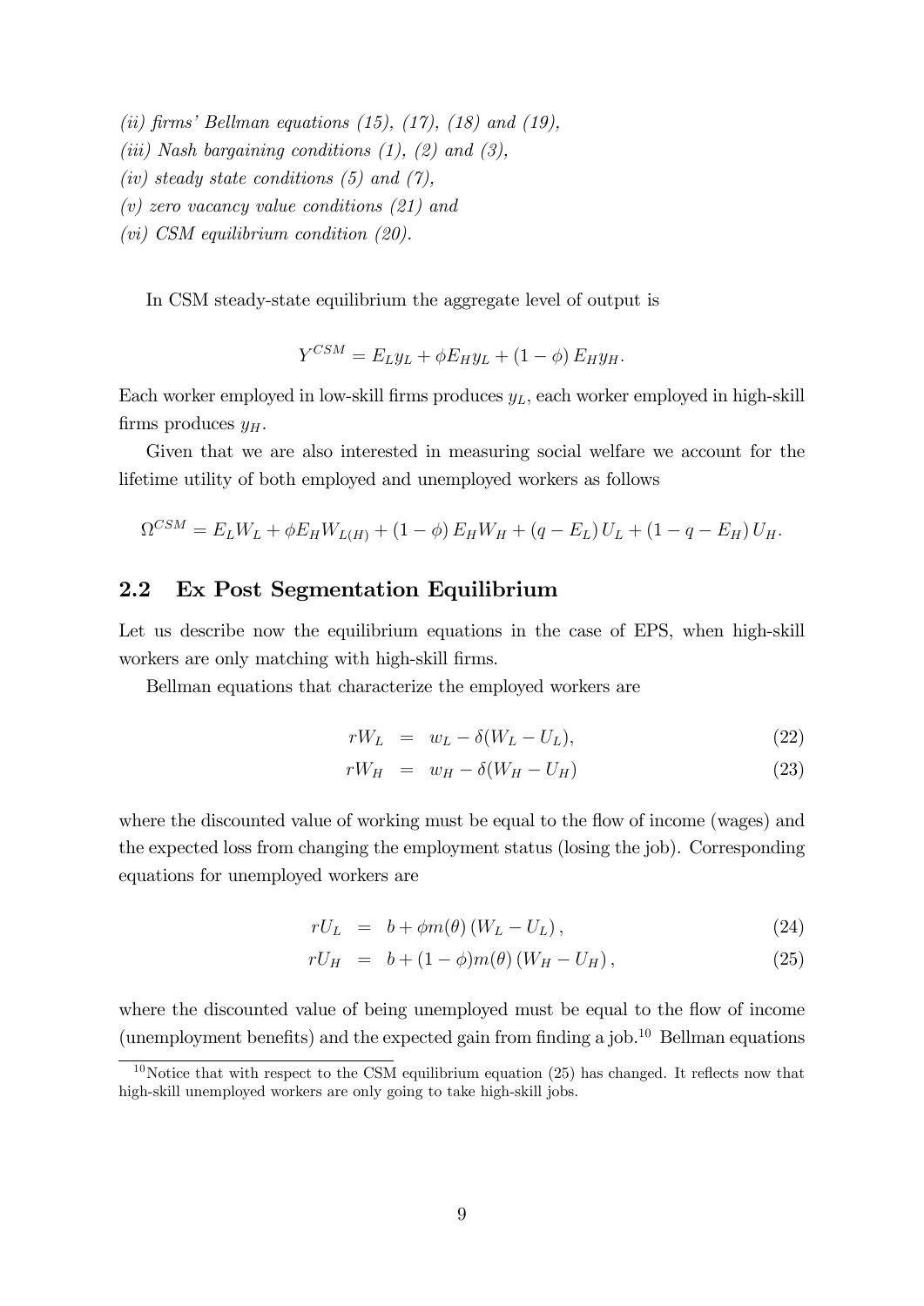*(ii) firms' Bellman equations (15), (17), (18) and (19),*

*(iii) Nash bargaining conditions (1), (2) and (3),*

*(iv) steady state conditions (5) and (7),*

*(v) zero vacancy value conditions (21) and*

*(vi) CSM equilibrium condition (20).*

In CSM steady-state equilibrium the aggregate level of output is

$$Y^{CSM} = E_L y_L + \phi E_H y_L + (1 - \phi) E_H y_H.$$

Each worker employed in low-skill firms produces $y_L$, each worker employed in high-skill firms produces $y_H$.

Given that we are also interested in measuring social welfare we account for the lifetime utility of both employed and unemployed workers as follows

$$\Omega^{CSM} = E_L W_L + \phi E_H W_{L(H)} + (1 - \phi) E_H W_H + (q - E_L) U_L + (1 - q - E_H) U_H.$$

## 2.2 Ex Post Segmentation Equilibrium

Let us describe now the equilibrium equations in the case of EPS, when high-skill workers are only matching with high-skill firms.

Bellman equations that characterize the employed workers are

$$rW_L = w_L - \delta(W_L - U_L), \tag{22}$$

$$rW_H = w_H - \delta(W_H - U_H) \tag{23}$$

where the discounted value of working must be equal to the flow of income (wages) and the expected loss from changing the employment status (losing the job). Corresponding equations for unemployed workers are

$$rU_L = b + \phi m(\theta) (W_L - U_L), \tag{24}$$

$$rU_H = b + (1 - \phi) m(\theta) (W_H - U_H), \tag{25}$$

where the discounted value of being unemployed must be equal to the flow of income (unemployment benefits) and the expected gain from finding a job.[10] Bellman equations

[10] Notice that with respect to the CSM equilibrium equation (25) has changed. It reflects now that high-skill unemployed workers are only going to take high-skill jobs.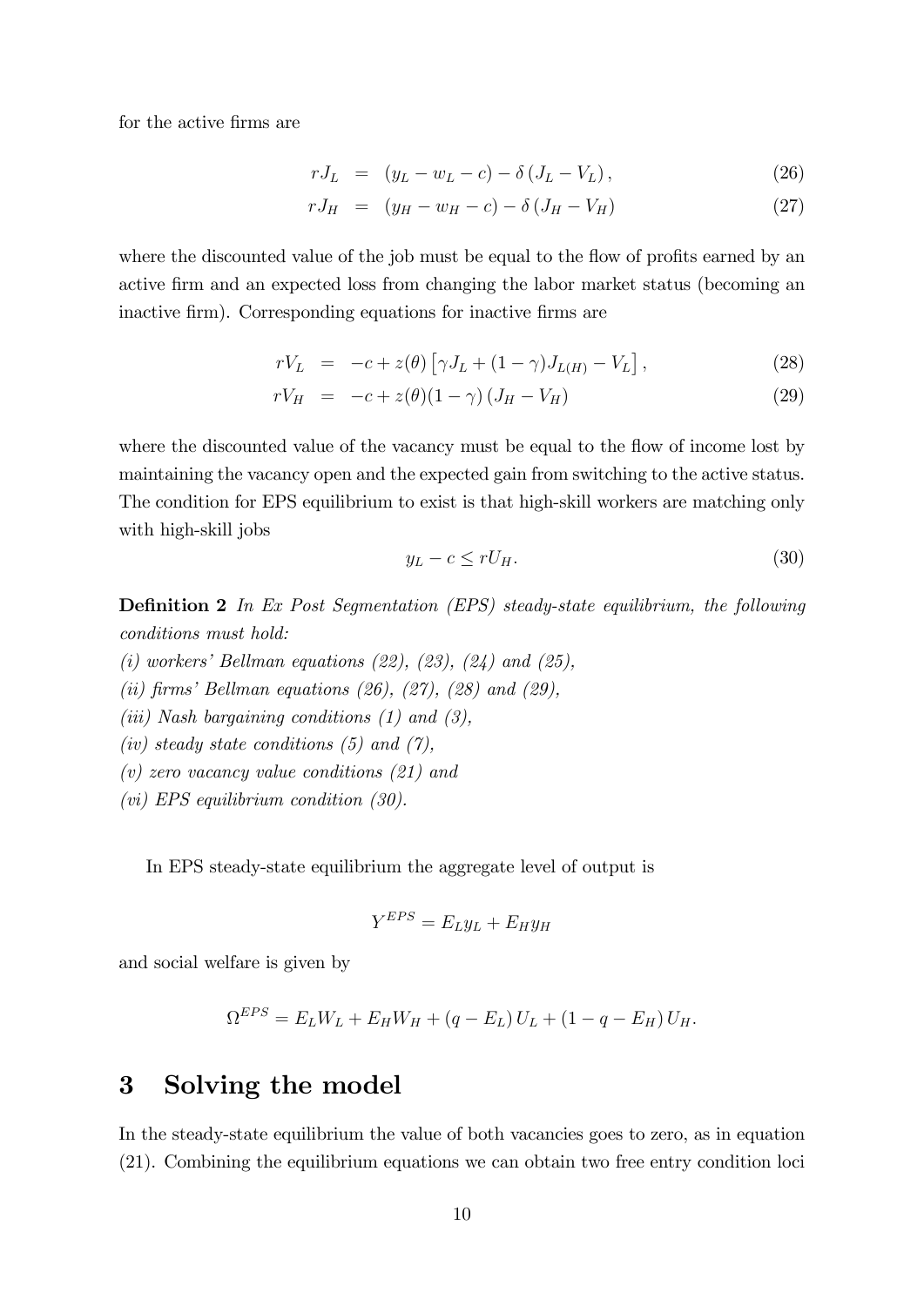for the active firms are

$$rJ_L = (y_L - w_L - c) - \delta (J_L - V_L), \tag{26}$$

$$rJ_H = (y_H - w_H - c) - \delta (J_H - V_H) \tag{27}$$

where the discounted value of the job must be equal to the flow of profits earned by an active firm and an expected loss from changing the labor market status (becoming an inactive firm). Corresponding equations for inactive firms are

$$rV_L = -c + z(\theta) \left[\gamma J_L + (1-\gamma) J_{L(H)} - V_L\right], \tag{28}$$

$$rV_H = -c + z(\theta)(1-\gamma)(J_H - V_H) \tag{29}$$

where the discounted value of the vacancy must be equal to the flow of income lost by maintaining the vacancy open and the expected gain from switching to the active status. The condition for EPS equilibrium to exist is that high-skill workers are matching only with high-skill jobs

$$y_L - c \leq rU_H. \tag{30}$$

**Definition 2** *In Ex Post Segmentation (EPS) steady-state equilibrium, the following conditions must hold:*
*(i) workers' Bellman equations (22), (23), (24) and (25),*
*(ii) firms' Bellman equations (26), (27), (28) and (29),*
*(iii) Nash bargaining conditions (1) and (3),*
*(iv) steady state conditions (5) and (7),*
*(v) zero vacancy value conditions (21) and*
*(vi) EPS equilibrium condition (30).*

In EPS steady-state equilibrium the aggregate level of output is

$$Y^{EPS} = E_L y_L + E_H y_H$$

and social welfare is given by

$$\Omega^{EPS} = E_L W_L + E_H W_H + (q - E_L) U_L + (1 - q - E_H) U_H.$$

# 3 Solving the model

In the steady-state equilibrium the value of both vacancies goes to zero, as in equation (21). Combining the equilibrium equations we can obtain two free entry condition loci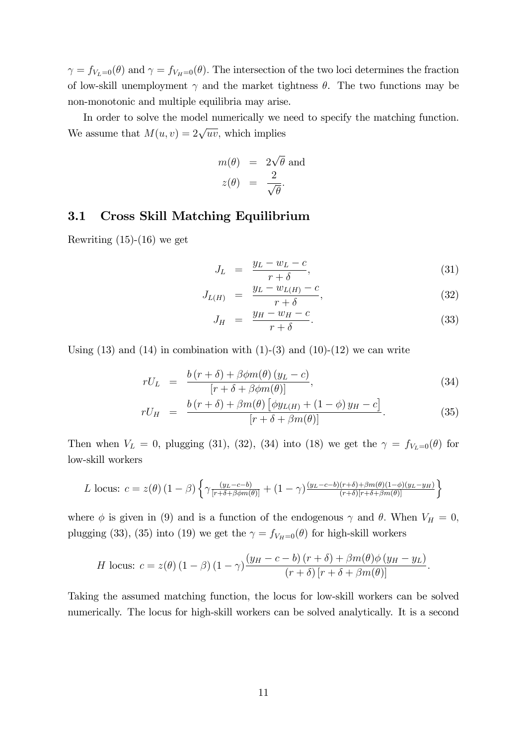$\gamma = f_{V_L=0}(\theta)$ and $\gamma = f_{V_H=0}(\theta)$. The intersection of the two loci determines the fraction of low-skill unemployment $\gamma$ and the market tightness $\theta$. The two functions may be non-monotonic and multiple equilibria may arise.

In order to solve the model numerically we need to specify the matching function. We assume that $M(u, v) = 2\sqrt{uv}$, which implies

$$\begin{aligned} m(\theta) &= 2\sqrt{\theta} \text{ and} \\ z(\theta) &= \frac{2}{\sqrt{\theta}}. \end{aligned}$$

### 3.1 Cross Skill Matching Equilibrium

Rewriting (15)-(16) we get

$$J_L = \frac{y_L - w_L - c}{r + \delta}, \tag{31}$$

$$J_{L(H)} = \frac{y_L - w_{L(H)} - c}{r + \delta}, \tag{32}$$

$$J_H = \frac{y_H - w_H - c}{r + \delta}. \tag{33}$$

Using (13) and (14) in combination with (1)-(3) and (10)-(12) we can write

$$rU_L = \frac{b(r + \delta) + \beta\phi m(\theta)(y_L - c)}{[r + \delta + \beta\phi m(\theta)]}, \tag{34}$$

$$rU_H = \frac{b(r + \delta) + \beta m(\theta)\left[\phi y_{L(H)} + (1 - \phi) y_H - c\right]}{[r + \delta + \beta m(\theta)]}. \tag{35}$$

Then when $V_L = 0$, plugging (31), (32), (34) into (18) we get the $\gamma = f_{V_L=0}(\theta)$ for low-skill workers

$$L \text{ locus: } c = z(\theta)(1 - \beta)\left\{\gamma \frac{(y_L - c - b)}{[r + \delta + \beta\phi m(\theta)]} + (1 - \gamma)\frac{(y_L - c - b)(r + \delta) + \beta m(\theta)(1 - \phi)(y_L - y_H)}{(r + \delta)[r + \delta + \beta m(\theta)]}\right\}$$

where $\phi$ is given in (9) and is a function of the endogenous $\gamma$ and $\theta$. When $V_H = 0$, plugging (33), (35) into (19) we get the $\gamma = f_{V_H=0}(\theta)$ for high-skill workers

$$H \text{ locus: } c = z(\theta)(1 - \beta)(1 - \gamma)\frac{(y_H - c - b)(r + \delta) + \beta m(\theta)\phi(y_H - y_L)}{(r + \delta)[r + \delta + \beta m(\theta)]}.$$

Taking the assumed matching function, the locus for low-skill workers can be solved numerically. The locus for high-skill workers can be solved analytically. It is a second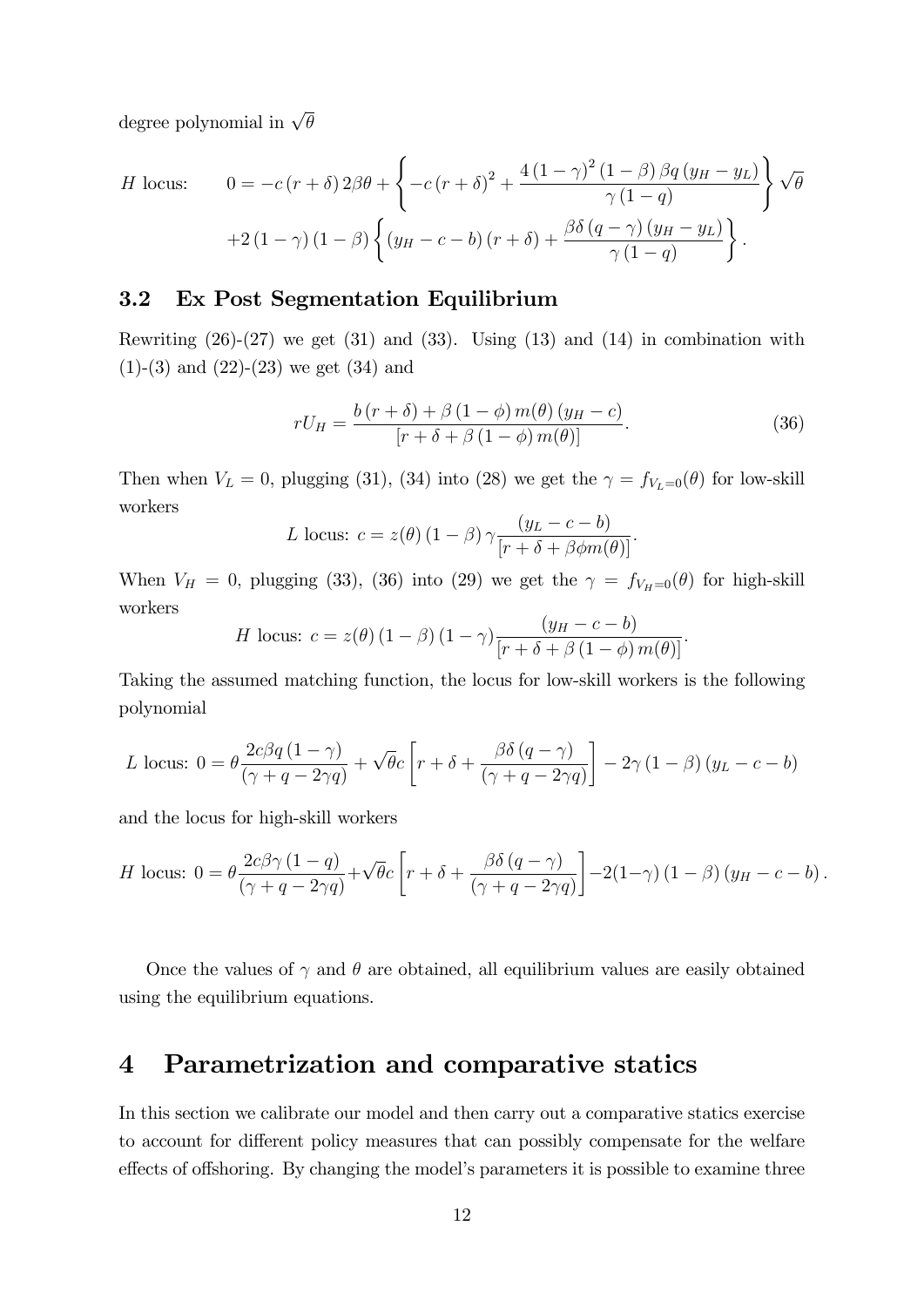degree polynomial in $\sqrt{\theta}$

$$
\begin{aligned}
H \text{ locus:} \qquad 0 = & -c\left(r+\delta\right)2\beta\theta + \left\{-c\left(r+\delta\right)^2 + \frac{4\left(1-\gamma\right)^2\left(1-\beta\right)\beta q\left(y_H - y_L\right)}{\gamma\left(1-q\right)}\right\}\sqrt{\theta} \\
& +2\left(1-\gamma\right)\left(1-\beta\right)\left\{\left(y_H - c - b\right)\left(r+\delta\right) + \frac{\beta\delta\left(q-\gamma\right)\left(y_H - y_L\right)}{\gamma\left(1-q\right)}\right\}.
\end{aligned}
$$

## 3.2 Ex Post Segmentation Equilibrium

Rewriting (26)-(27) we get (31) and (33). Using (13) and (14) in combination with (1)-(3) and (22)-(23) we get (34) and

$$
rU_H = \frac{b\left(r+\delta\right) + \beta\left(1-\phi\right)m(\theta)\left(y_H - c\right)}{\left[r+\delta+\beta\left(1-\phi\right)m(\theta)\right]}. \tag{36}
$$

Then when $V_L = 0$, plugging (31), (34) into (28) we get the $\gamma = f_{V_L=0}(\theta)$ for low-skill workers

$$
L \text{ locus: } c = z(\theta)\left(1-\beta\right)\gamma\frac{\left(y_L - c - b\right)}{\left[r+\delta+\beta\phi m(\theta)\right]}.
$$

When $V_H = 0$, plugging (33), (36) into (29) we get the $\gamma = f_{V_H=0}(\theta)$ for high-skill workers

$$
H \text{ locus: } c = z(\theta)\left(1-\beta\right)\left(1-\gamma\right)\frac{\left(y_H - c - b\right)}{\left[r+\delta+\beta\left(1-\phi\right)m(\theta)\right]}.
$$

Taking the assumed matching function, the locus for low-skill workers is the following polynomial

$$
L \text{ locus: } 0 = \theta\frac{2c\beta q\left(1-\gamma\right)}{\left(\gamma+q-2\gamma q\right)} + \sqrt{\theta}c\left[r+\delta+\frac{\beta\delta\left(q-\gamma\right)}{\left(\gamma+q-2\gamma q\right)}\right] - 2\gamma\left(1-\beta\right)\left(y_L - c - b\right)
$$

and the locus for high-skill workers

$$
H \text{ locus: } 0 = \theta\frac{2c\beta\gamma\left(1-q\right)}{\left(\gamma+q-2\gamma q\right)} + \sqrt{\theta}c\left[r+\delta+\frac{\beta\delta\left(q-\gamma\right)}{\left(\gamma+q-2\gamma q\right)}\right] - 2(1-\gamma)\left(1-\beta\right)\left(y_H - c - b\right).
$$

Once the values of $\gamma$ and $\theta$ are obtained, all equilibrium values are easily obtained using the equilibrium equations.

# 4 Parametrization and comparative statics

In this section we calibrate our model and then carry out a comparative statics exercise to account for different policy measures that can possibly compensate for the welfare effects of offshoring. By changing the model's parameters it is possible to examine three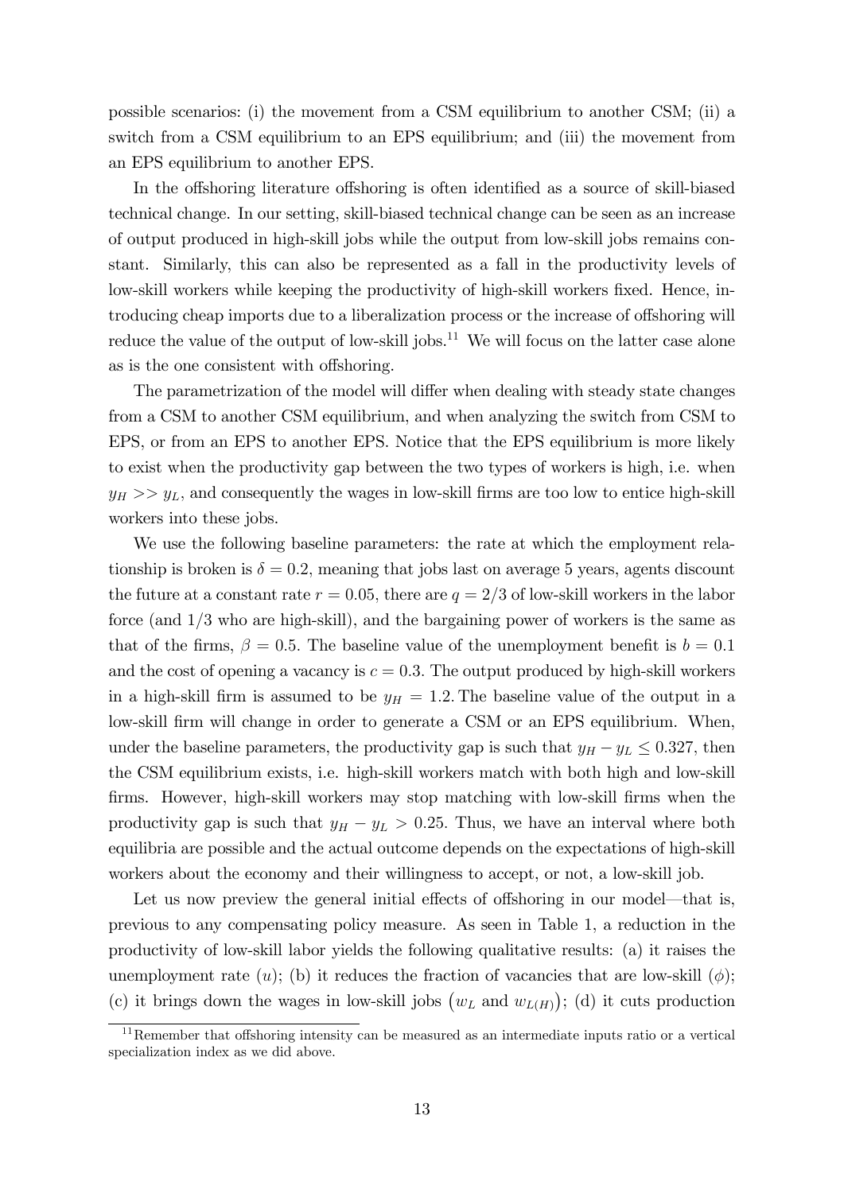possible scenarios: (i) the movement from a CSM equilibrium to another CSM; (ii) a switch from a CSM equilibrium to an EPS equilibrium; and (iii) the movement from an EPS equilibrium to another EPS.

In the offshoring literature offshoring is often identified as a source of skill-biased technical change. In our setting, skill-biased technical change can be seen as an increase of output produced in high-skill jobs while the output from low-skill jobs remains constant. Similarly, this can also be represented as a fall in the productivity levels of low-skill workers while keeping the productivity of high-skill workers fixed. Hence, introducing cheap imports due to a liberalization process or the increase of offshoring will reduce the value of the output of low-skill jobs.[11] We will focus on the latter case alone as is the one consistent with offshoring.

The parametrization of the model will differ when dealing with steady state changes from a CSM to another CSM equilibrium, and when analyzing the switch from CSM to EPS, or from an EPS to another EPS. Notice that the EPS equilibrium is more likely to exist when the productivity gap between the two types of workers is high, i.e. when $y_H >> y_L$, and consequently the wages in low-skill firms are too low to entice high-skill workers into these jobs.

We use the following baseline parameters: the rate at which the employment relationship is broken is $\delta = 0.2$, meaning that jobs last on average 5 years, agents discount the future at a constant rate $r = 0.05$, there are $q = 2/3$ of low-skill workers in the labor force (and 1/3 who are high-skill), and the bargaining power of workers is the same as that of the firms, $\beta = 0.5$. The baseline value of the unemployment benefit is $b = 0.1$ and the cost of opening a vacancy is $c = 0.3$. The output produced by high-skill workers in a high-skill firm is assumed to be $y_H = 1.2$. The baseline value of the output in a low-skill firm will change in order to generate a CSM or an EPS equilibrium. When, under the baseline parameters, the productivity gap is such that $y_H - y_L \leq 0.327$, then the CSM equilibrium exists, i.e. high-skill workers match with both high and low-skill firms. However, high-skill workers may stop matching with low-skill firms when the productivity gap is such that $y_H - y_L > 0.25$. Thus, we have an interval where both equilibria are possible and the actual outcome depends on the expectations of high-skill workers about the economy and their willingness to accept, or not, a low-skill job.

Let us now preview the general initial effects of offshoring in our model—that is, previous to any compensating policy measure. As seen in Table 1, a reduction in the productivity of low-skill labor yields the following qualitative results: (a) it raises the unemployment rate ($u$); (b) it reduces the fraction of vacancies that are low-skill ($\phi$); (c) it brings down the wages in low-skill jobs ($w_L$ and $w_{L(H)}$); (d) it cuts production

[11] Remember that offshoring intensity can be measured as an intermediate inputs ratio or a vertical specialization index as we did above.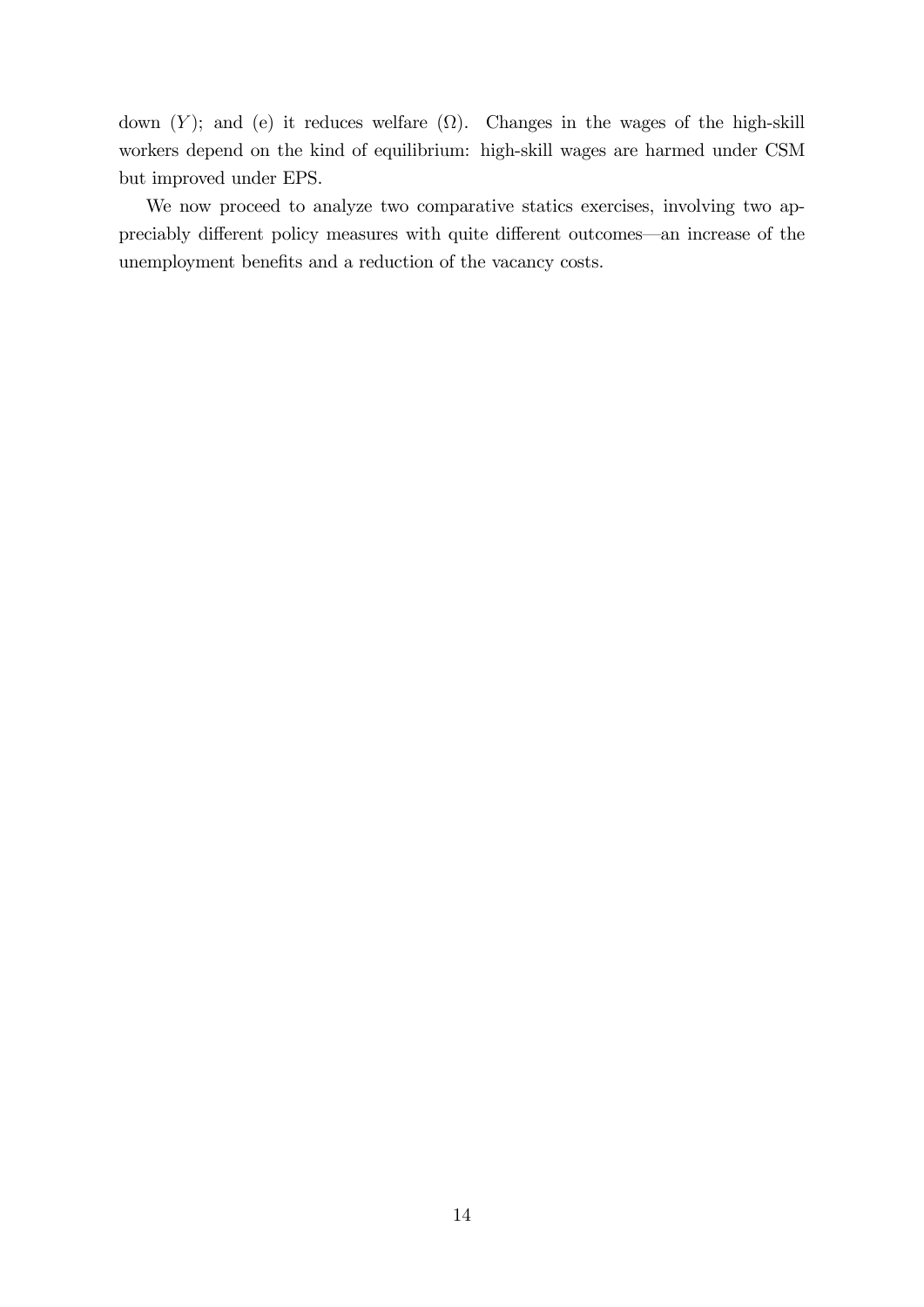down ($Y$); and (e) it reduces welfare ($\Omega$). Changes in the wages of the high-skill workers depend on the kind of equilibrium: high-skill wages are harmed under CSM but improved under EPS.

We now proceed to analyze two comparative statics exercises, involving two appreciably different policy measures with quite different outcomes—an increase of the unemployment benefits and a reduction of the vacancy costs.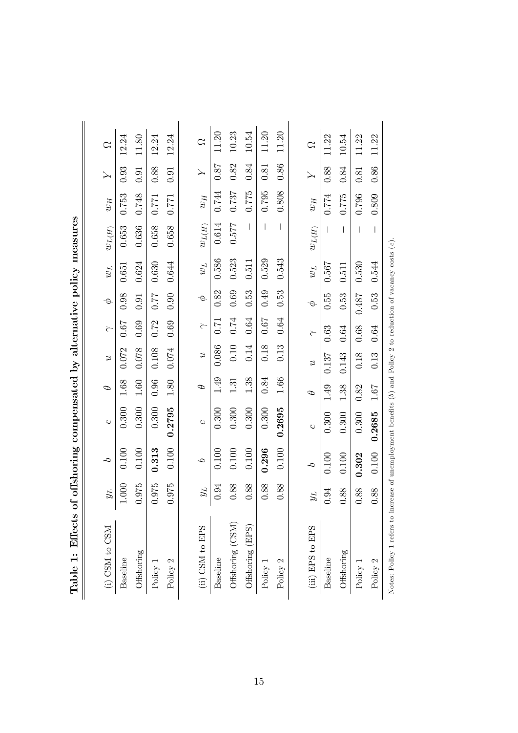**Table 1: Effects of offshoring compensated by alternative policy measures**

| (i) CSM to CSM | $y_L$ | $b$ | $c$ | $\theta$ | $u$ | $\gamma$ | $\phi$ | $w_L$ | $w_{L(H)}$ | $w_H$ | $Y$ | $\Omega$ |
|---|---|---|---|---|---|---|---|---|---|---|---|---|
| Baseline | 1.000 | 0.100 | 0.300 | 1.68 | 0.072 | 0.67 | 0.98 | 0.651 | 0.653 | 0.753 | 0.93 | 12.24 |
| Offshoring | 0.975 | 0.100 | 0.300 | 1.60 | 0.078 | 0.69 | 0.91 | 0.624 | 0.636 | 0.748 | 0.91 | 11.80 |
| Policy 1 | 0.975 | **0.313** | 0.300 | 0.96 | 0.108 | 0.72 | 0.77 | 0.630 | 0.658 | 0.771 | 0.88 | 12.24 |
| Policy 2 | 0.975 | 0.100 | **0.2795** | 1.80 | 0.074 | 0.69 | 0.90 | 0.644 | 0.658 | 0.771 | 0.91 | 12.24 |

| (ii) CSM to EPS | $y_L$ | $b$ | $c$ | $\theta$ | $u$ | $\gamma$ | $\phi$ | $w_L$ | $w_{L(H)}$ | $w_H$ | $Y$ | $\Omega$ |
|---|---|---|---|---|---|---|---|---|---|---|---|---|
| Baseline | 0.94 | 0.100 | 0.300 | 1.49 | 0.086 | 0.71 | 0.82 | 0.586 | 0.614 | 0.744 | 0.87 | 11.20 |
| Offshoring (CSM) | 0.88 | 0.100 | 0.300 | 1.31 | 0.10 | 0.74 | 0.69 | 0.523 | 0.577 | 0.737 | 0.82 | 10.23 |
| Offshoring (EPS) | 0.88 | 0.100 | 0.300 | 1.38 | 0.14 | 0.64 | 0.53 | 0.511 | – | 0.775 | 0.84 | 10.54 |
| Policy 1 | 0.88 | **0.296** | 0.300 | 0.84 | 0.18 | 0.67 | 0.49 | 0.529 | – | 0.795 | 0.81 | 11.20 |
| Policy 2 | 0.88 | 0.100 | **0.2695** | 1.66 | 0.13 | 0.64 | 0.53 | 0.543 | – | 0.808 | 0.86 | 11.20 |

| (iii) EPS to EPS | $y_L$ | $b$ | $c$ | $\theta$ | $u$ | $\gamma$ | $\phi$ | $w_L$ | $w_{L(H)}$ | $w_H$ | $Y$ | $\Omega$ |
|---|---|---|---|---|---|---|---|---|---|---|---|---|
| Baseline | 0.94 | 0.100 | 0.300 | 1.49 | 0.137 | 0.63 | 0.55 | 0.567 | – | 0.774 | 0.88 | 11.22 |
| Offshoring | 0.88 | 0.100 | 0.300 | 1.38 | 0.143 | 0.64 | 0.53 | 0.511 | – | 0.775 | 0.84 | 10.54 |
| Policy 1 | 0.88 | **0.302** | 0.300 | 0.82 | 0.18 | 0.68 | 0.487 | 0.530 | – | 0.796 | 0.81 | 11.22 |
| Policy 2 | 0.88 | 0.100 | **0.2685** | 1.67 | 0.13 | 0.64 | 0.53 | 0.544 | – | 0.809 | 0.86 | 11.22 |

Notes: Policy 1 refers to increase of unemployment benefits ($b$) and Policy 2 to reduction of vacancy costs ($c$).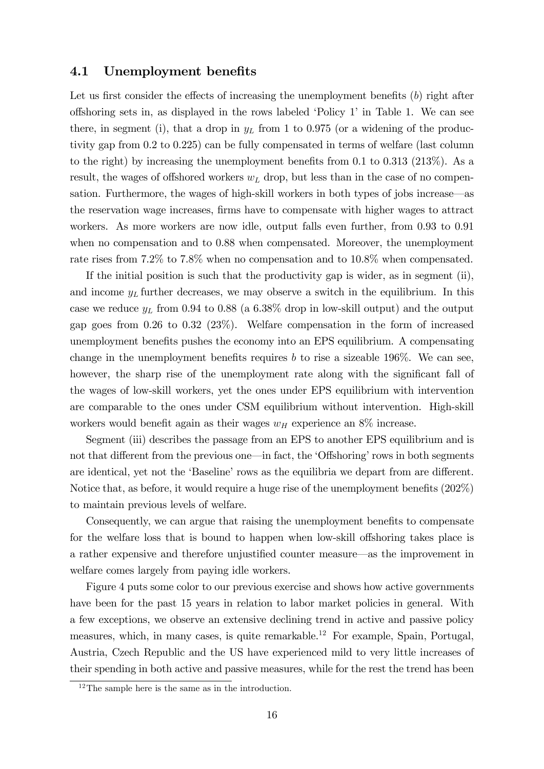### 4.1 Unemployment benefits

Let us first consider the effects of increasing the unemployment benefits ($b$) right after offshoring sets in, as displayed in the rows labeled 'Policy 1' in Table 1. We can see there, in segment (i), that a drop in $y_L$ from 1 to 0.975 (or a widening of the productivity gap from 0.2 to 0.225) can be fully compensated in terms of welfare (last column to the right) by increasing the unemployment benefits from 0.1 to 0.313 (213%). As a result, the wages of offshored workers $w_L$ drop, but less than in the case of no compensation. Furthermore, the wages of high-skill workers in both types of jobs increase—as the reservation wage increases, firms have to compensate with higher wages to attract workers. As more workers are now idle, output falls even further, from 0.93 to 0.91 when no compensation and to 0.88 when compensated. Moreover, the unemployment rate rises from 7.2% to 7.8% when no compensation and to 10.8% when compensated.

If the initial position is such that the productivity gap is wider, as in segment (ii), and income $y_L$ further decreases, we may observe a switch in the equilibrium. In this case we reduce $y_L$ from 0.94 to 0.88 (a 6.38% drop in low-skill output) and the output gap goes from 0.26 to 0.32 (23%). Welfare compensation in the form of increased unemployment benefits pushes the economy into an EPS equilibrium. A compensating change in the unemployment benefits requires $b$ to rise a sizeable 196%. We can see, however, the sharp rise of the unemployment rate along with the significant fall of the wages of low-skill workers, yet the ones under EPS equilibrium with intervention are comparable to the ones under CSM equilibrium without intervention. High-skill workers would benefit again as their wages $w_H$ experience an 8% increase.

Segment (iii) describes the passage from an EPS to another EPS equilibrium and is not that different from the previous one—in fact, the 'Offshoring' rows in both segments are identical, yet not the 'Baseline' rows as the equilibria we depart from are different. Notice that, as before, it would require a huge rise of the unemployment benefits (202%) to maintain previous levels of welfare.

Consequently, we can argue that raising the unemployment benefits to compensate for the welfare loss that is bound to happen when low-skill offshoring takes place is a rather expensive and therefore unjustified counter measure—as the improvement in welfare comes largely from paying idle workers.

Figure 4 puts some color to our previous exercise and shows how active governments have been for the past 15 years in relation to labor market policies in general. With a few exceptions, we observe an extensive declining trend in active and passive policy measures, which, in many cases, is quite remarkable.[12] For example, Spain, Portugal, Austria, Czech Republic and the US have experienced mild to very little increases of their spending in both active and passive measures, while for the rest the trend has been

[12] The sample here is the same as in the introduction.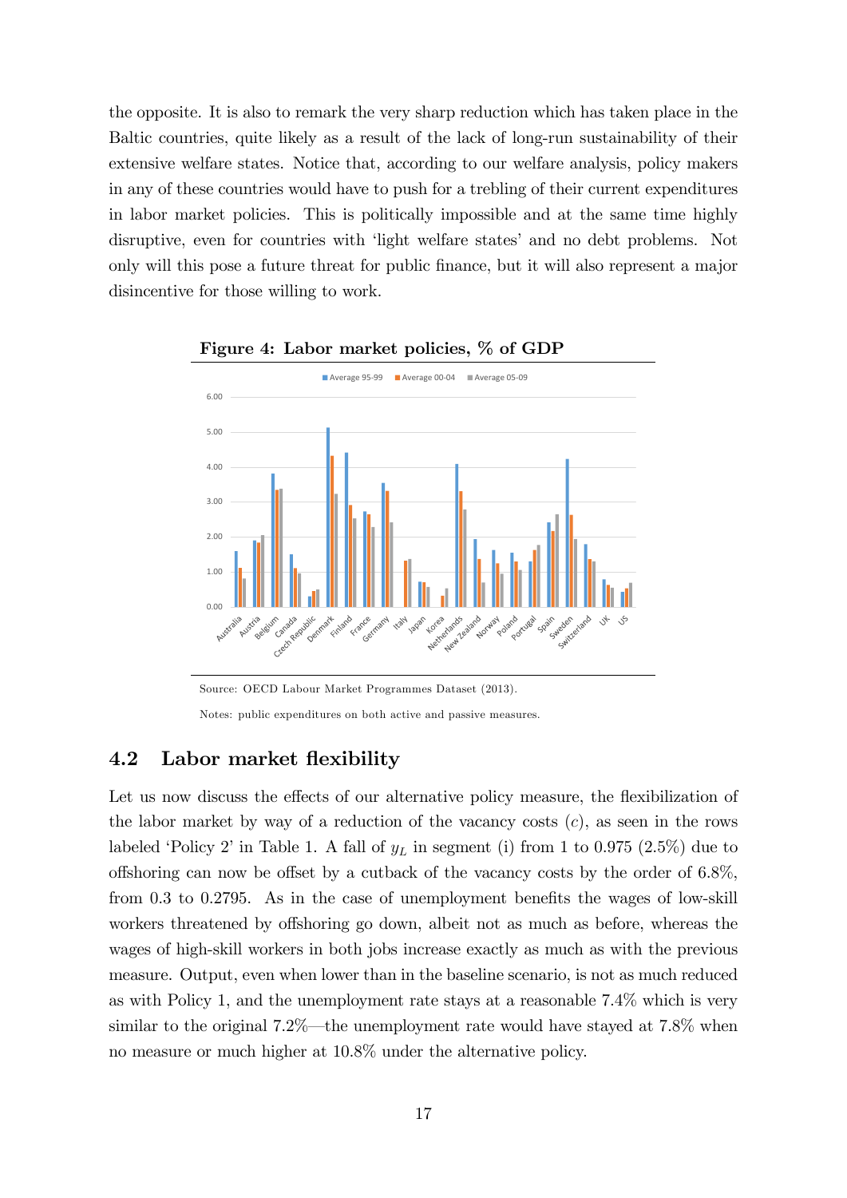the opposite. It is also to remark the very sharp reduction which has taken place in the Baltic countries, quite likely as a result of the lack of long-run sustainability of their extensive welfare states. Notice that, according to our welfare analysis, policy makers in any of these countries would have to push for a trebling of their current expenditures in labor market policies. This is politically impossible and at the same time highly disruptive, even for countries with 'light welfare states' and no debt problems. Not only will this pose a future threat for public finance, but it will also represent a major disincentive for those willing to work.

**Figure 4: Labor market policies, % of GDP**

Average 95-99
Average 00-04
Average 05-09

6.00
5.00
4.00
3.00
2.00
1.00
0.00

Australia, Austria, Belgium, Canada, Czech Republic, Denmark, Finland, France, Germany, Italy, Japan, Korea, Netherlands, New Zealand, Norway, Poland, Portugal, Spain, Sweden, Switzerland, UK, US

Source: OECD Labour Market Programmes Dataset (2013).

Notes: public expenditures on both active and passive measures.

## 4.2 Labor market flexibility

Let us now discuss the effects of our alternative policy measure, the flexibilization of the labor market by way of a reduction of the vacancy costs ($c$), as seen in the rows labeled 'Policy 2' in Table 1. A fall of $y_L$ in segment (i) from 1 to 0.975 (2.5%) due to offshoring can now be offset by a cutback of the vacancy costs by the order of 6.8%, from 0.3 to 0.2795. As in the case of unemployment benefits the wages of low-skill workers threatened by offshoring go down, albeit not as much as before, whereas the wages of high-skill workers in both jobs increase exactly as much as with the previous measure. Output, even when lower than in the baseline scenario, is not as much reduced as with Policy 1, and the unemployment rate stays at a reasonable 7.4% which is very similar to the original 7.2%—the unemployment rate would have stayed at 7.8% when no measure or much higher at 10.8% under the alternative policy.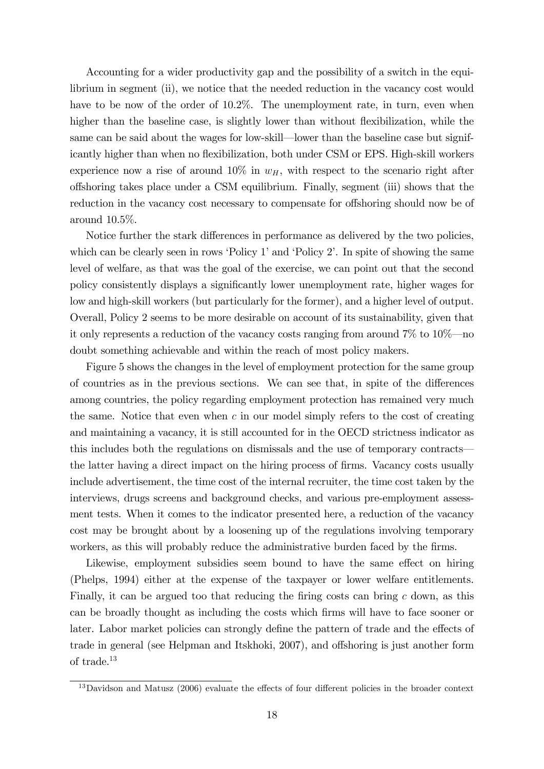Accounting for a wider productivity gap and the possibility of a switch in the equilibrium in segment (ii), we notice that the needed reduction in the vacancy cost would have to be now of the order of 10.2%. The unemployment rate, in turn, even when higher than the baseline case, is slightly lower than without flexibilization, while the same can be said about the wages for low-skill—lower than the baseline case but significantly higher than when no flexibilization, both under CSM or EPS. High-skill workers experience now a rise of around 10% in $w_H$, with respect to the scenario right after offshoring takes place under a CSM equilibrium. Finally, segment (iii) shows that the reduction in the vacancy cost necessary to compensate for offshoring should now be of around 10.5%.

Notice further the stark differences in performance as delivered by the two policies, which can be clearly seen in rows 'Policy 1' and 'Policy 2'. In spite of showing the same level of welfare, as that was the goal of the exercise, we can point out that the second policy consistently displays a significantly lower unemployment rate, higher wages for low and high-skill workers (but particularly for the former), and a higher level of output. Overall, Policy 2 seems to be more desirable on account of its sustainability, given that it only represents a reduction of the vacancy costs ranging from around 7% to 10%—no doubt something achievable and within the reach of most policy makers.

Figure 5 shows the changes in the level of employment protection for the same group of countries as in the previous sections. We can see that, in spite of the differences among countries, the policy regarding employment protection has remained very much the same. Notice that even when $c$ in our model simply refers to the cost of creating and maintaining a vacancy, it is still accounted for in the OECD strictness indicator as this includes both the regulations on dismissals and the use of temporary contracts—the latter having a direct impact on the hiring process of firms. Vacancy costs usually include advertisement, the time cost of the internal recruiter, the time cost taken by the interviews, drugs screens and background checks, and various pre-employment assessment tests. When it comes to the indicator presented here, a reduction of the vacancy cost may be brought about by a loosening up of the regulations involving temporary workers, as this will probably reduce the administrative burden faced by the firms.

Likewise, employment subsidies seem bound to have the same effect on hiring (Phelps, 1994) either at the expense of the taxpayer or lower welfare entitlements. Finally, it can be argued too that reducing the firing costs can bring $c$ down, as this can be broadly thought as including the costs which firms will have to face sooner or later. Labor market policies can strongly define the pattern of trade and the effects of trade in general (see Helpman and Itskhoki, 2007), and offshoring is just another form of trade.[13]

[13] Davidson and Matusz (2006) evaluate the effects of four different policies in the broader context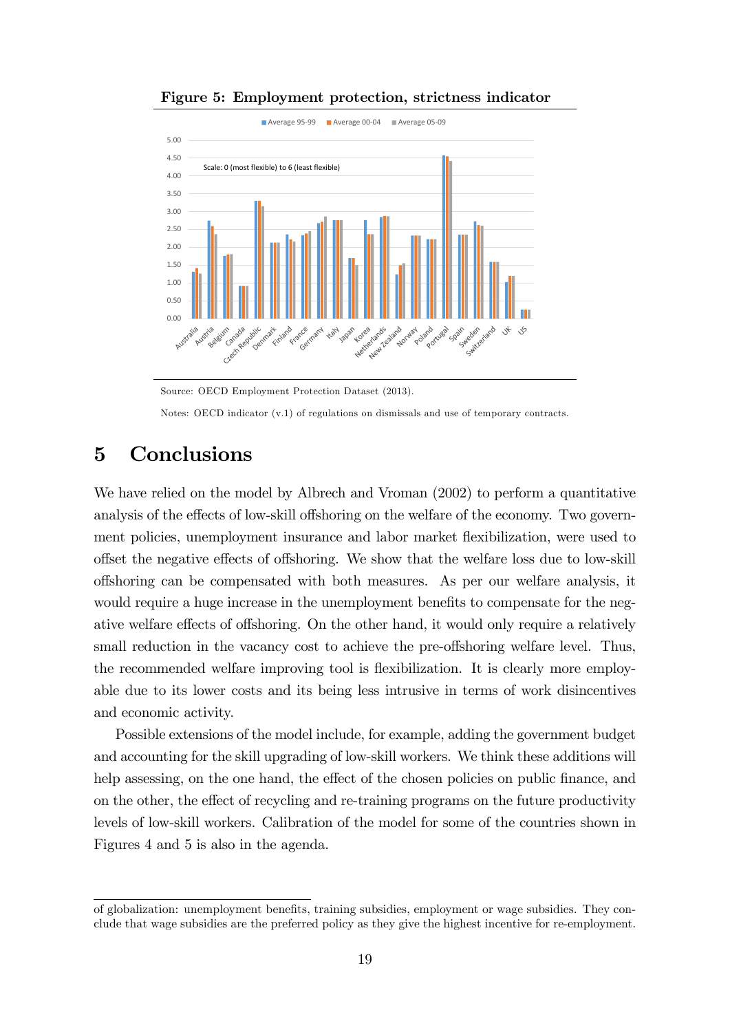**Figure 5: Employment protection, strictness indicator**

Average 95-99 Average 00-04 Average 05-09

Scale: 0 (most flexible) to 6 (least flexible)

5.00
4.50
4.00
3.50
3.00
2.50
2.00
1.50
1.00
0.50
0.00

Australia Austria Belgium Canada Czech Republic Denmark Finland France Germany Italy Japan Korea Netherlands New Zealand Norway Poland Portugal Spain Sweden Switzerland UK US

Source: OECD Employment Protection Dataset (2013).

Notes: OECD indicator (v.1) of regulations on dismissals and use of temporary contracts.

# 5 Conclusions

We have relied on the model by Albrech and Vroman (2002) to perform a quantitative analysis of the effects of low-skill offshoring on the welfare of the economy. Two government policies, unemployment insurance and labor market flexibilization, were used to offset the negative effects of offshoring. We show that the welfare loss due to low-skill offshoring can be compensated with both measures. As per our welfare analysis, it would require a huge increase in the unemployment benefits to compensate for the negative welfare effects of offshoring. On the other hand, it would only require a relatively small reduction in the vacancy cost to achieve the pre-offshoring welfare level. Thus, the recommended welfare improving tool is flexibilization. It is clearly more employable due to its lower costs and its being less intrusive in terms of work disincentives and economic activity.

Possible extensions of the model include, for example, adding the government budget and accounting for the skill upgrading of low-skill workers. We think these additions will help assessing, on the one hand, the effect of the chosen policies on public finance, and on the other, the effect of recycling and re-training programs on the future productivity levels of low-skill workers. Calibration of the model for some of the countries shown in Figures 4 and 5 is also in the agenda.

of globalization: unemployment benefits, training subsidies, employment or wage subsidies. They conclude that wage subsidies are the preferred policy as they give the highest incentive for re-employment.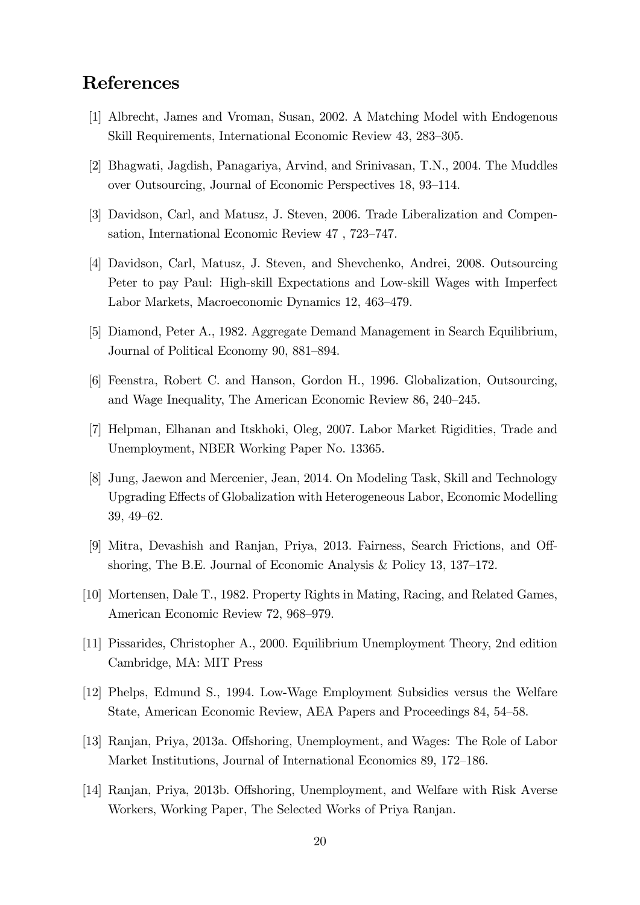## References

[1] Albrecht, James and Vroman, Susan, 2002. A Matching Model with Endogenous Skill Requirements, International Economic Review 43, 283–305.

[2] Bhagwati, Jagdish, Panagariya, Arvind, and Srinivasan, T.N., 2004. The Muddles over Outsourcing, Journal of Economic Perspectives 18, 93–114.

[3] Davidson, Carl, and Matusz, J. Steven, 2006. Trade Liberalization and Compensation, International Economic Review 47 , 723–747.

[4] Davidson, Carl, Matusz, J. Steven, and Shevchenko, Andrei, 2008. Outsourcing Peter to pay Paul: High-skill Expectations and Low-skill Wages with Imperfect Labor Markets, Macroeconomic Dynamics 12, 463–479.

[5] Diamond, Peter A., 1982. Aggregate Demand Management in Search Equilibrium, Journal of Political Economy 90, 881–894.

[6] Feenstra, Robert C. and Hanson, Gordon H., 1996. Globalization, Outsourcing, and Wage Inequality, The American Economic Review 86, 240–245.

[7] Helpman, Elhanan and Itskhoki, Oleg, 2007. Labor Market Rigidities, Trade and Unemployment, NBER Working Paper No. 13365.

[8] Jung, Jaewon and Mercenier, Jean, 2014. On Modeling Task, Skill and Technology Upgrading Effects of Globalization with Heterogeneous Labor, Economic Modelling 39, 49–62.

[9] Mitra, Devashish and Ranjan, Priya, 2013. Fairness, Search Frictions, and Offshoring, The B.E. Journal of Economic Analysis & Policy 13, 137–172.

[10] Mortensen, Dale T., 1982. Property Rights in Mating, Racing, and Related Games, American Economic Review 72, 968–979.

[11] Pissarides, Christopher A., 2000. Equilibrium Unemployment Theory, 2nd edition Cambridge, MA: MIT Press

[12] Phelps, Edmund S., 1994. Low-Wage Employment Subsidies versus the Welfare State, American Economic Review, AEA Papers and Proceedings 84, 54–58.

[13] Ranjan, Priya, 2013a. Offshoring, Unemployment, and Wages: The Role of Labor Market Institutions, Journal of International Economics 89, 172–186.

[14] Ranjan, Priya, 2013b. Offshoring, Unemployment, and Welfare with Risk Averse Workers, Working Paper, The Selected Works of Priya Ranjan.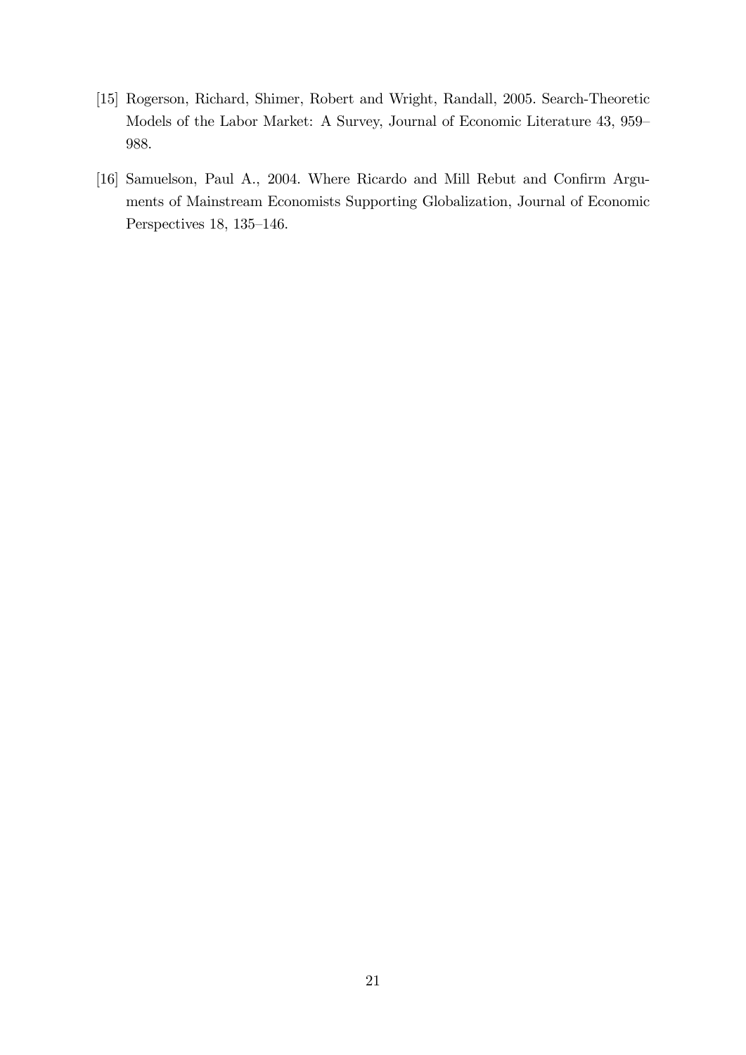[15] Rogerson, Richard, Shimer, Robert and Wright, Randall, 2005. Search-Theoretic Models of the Labor Market: A Survey, Journal of Economic Literature 43, 959–988.

[16] Samuelson, Paul A., 2004. Where Ricardo and Mill Rebut and Confirm Arguments of Mainstream Economists Supporting Globalization, Journal of Economic Perspectives 18, 135–146.